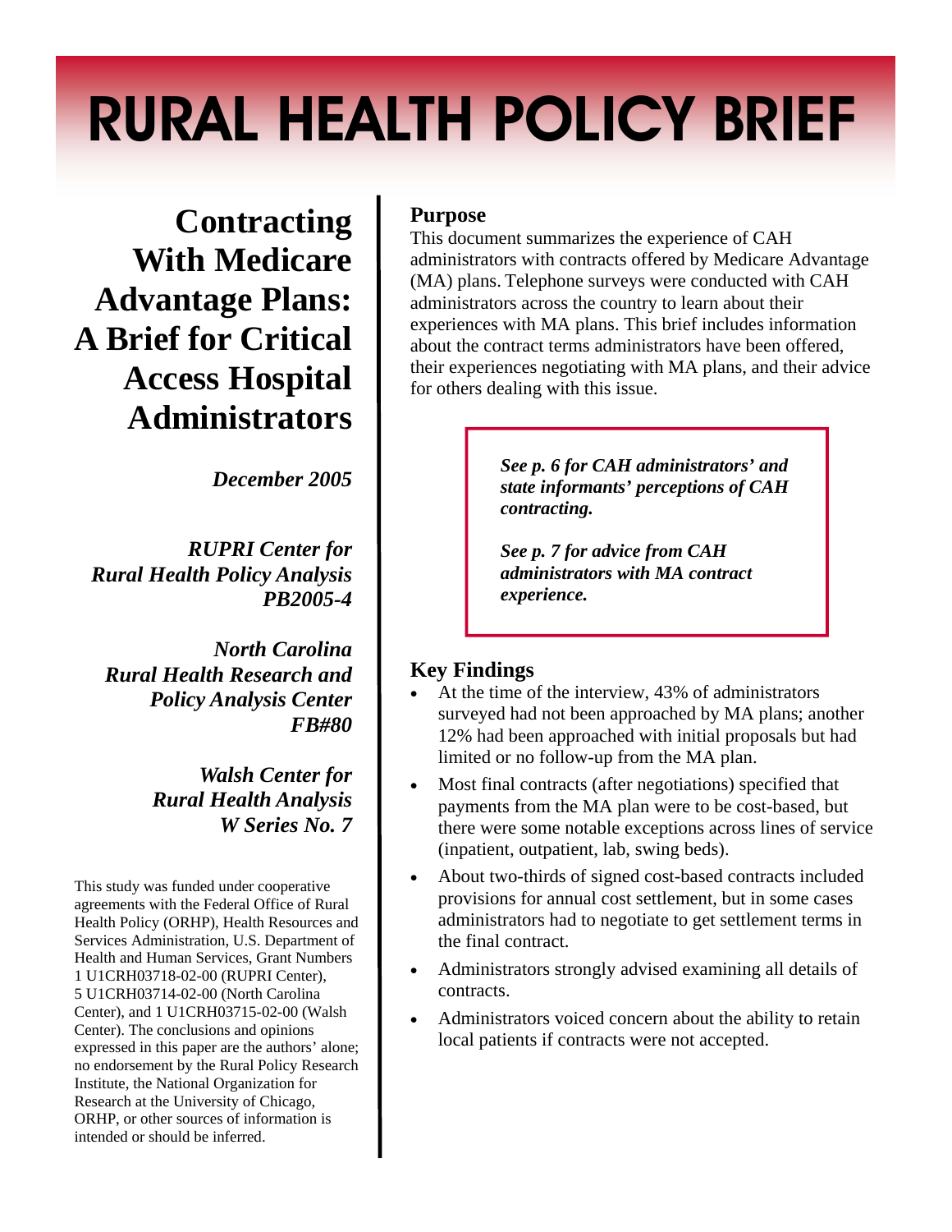# RURAL HEALTH POLICY BRIEF

## Contracting With Medicare Advantage Plans: A Brief for Critical Access Hospital Administrators

*December 2005*

***RUPRI Center for Rural Health Policy Analysis PB2005-4***

***North Carolina Rural Health Research and Policy Analysis Center FB#80***

***Walsh Center for Rural Health Analysis W Series No. 7***

This study was funded under cooperative agreements with the Federal Office of Rural Health Policy (ORHP), Health Resources and Services Administration, U.S. Department of Health and Human Services, Grant Numbers 1 U1CRH03718-02-00 (RUPRI Center), 5 U1CRH03714-02-00 (North Carolina Center), and 1 U1CRH03715-02-00 (Walsh Center). The conclusions and opinions expressed in this paper are the authors' alone; no endorsement by the Rural Policy Research Institute, the National Organization for Research at the University of Chicago, ORHP, or other sources of information is intended or should be inferred.

### Purpose

This document summarizes the experience of CAH administrators with contracts offered by Medicare Advantage (MA) plans. Telephone surveys were conducted with CAH administrators across the country to learn about their experiences with MA plans. This brief includes information about the contract terms administrators have been offered, their experiences negotiating with MA plans, and their advice for others dealing with this issue.

***See p. 6 for CAH administrators' and state informants' perceptions of CAH contracting.***

***See p. 7 for advice from CAH administrators with MA contract experience.***

### Key Findings

- At the time of the interview, 43% of administrators surveyed had not been approached by MA plans; another 12% had been approached with initial proposals but had limited or no follow-up from the MA plan.
- Most final contracts (after negotiations) specified that payments from the MA plan were to be cost-based, but there were some notable exceptions across lines of service (inpatient, outpatient, lab, swing beds).
- About two-thirds of signed cost-based contracts included provisions for annual cost settlement, but in some cases administrators had to negotiate to get settlement terms in the final contract.
- Administrators strongly advised examining all details of contracts.
- Administrators voiced concern about the ability to retain local patients if contracts were not accepted.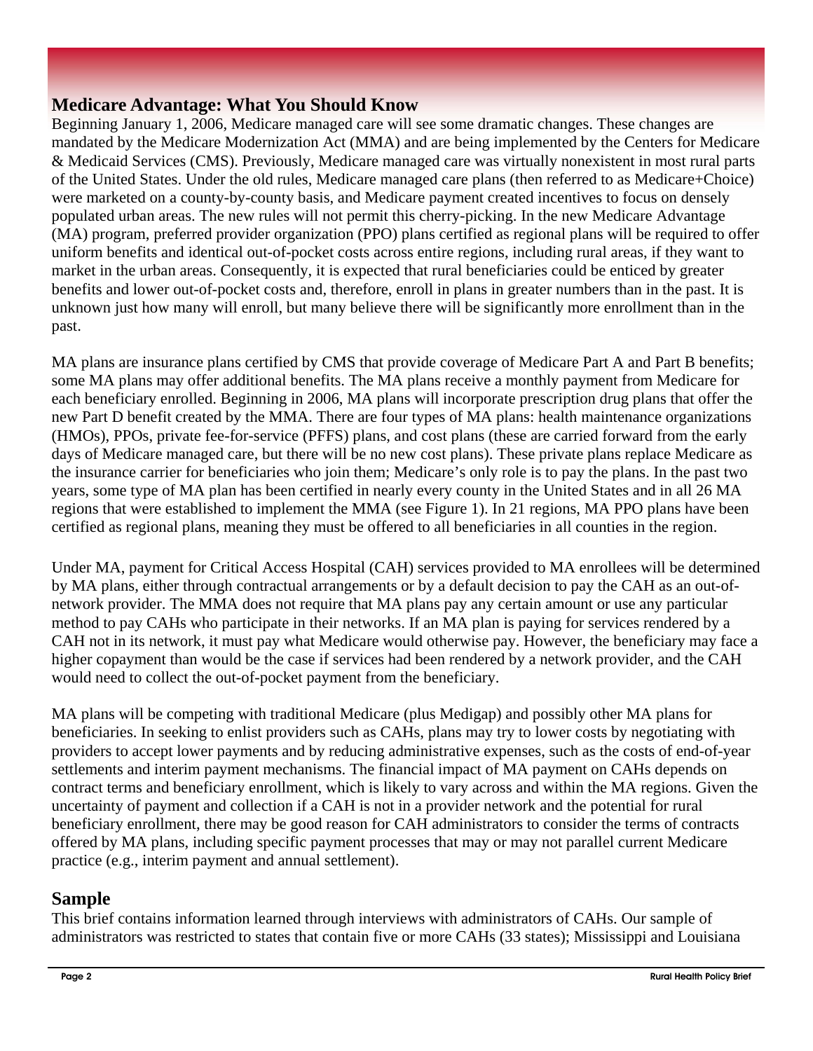## Medicare Advantage: What You Should Know

Beginning January 1, 2006, Medicare managed care will see some dramatic changes. These changes are mandated by the Medicare Modernization Act (MMA) and are being implemented by the Centers for Medicare & Medicaid Services (CMS). Previously, Medicare managed care was virtually nonexistent in most rural parts of the United States. Under the old rules, Medicare managed care plans (then referred to as Medicare+Choice) were marketed on a county-by-county basis, and Medicare payment created incentives to focus on densely populated urban areas. The new rules will not permit this cherry-picking. In the new Medicare Advantage (MA) program, preferred provider organization (PPO) plans certified as regional plans will be required to offer uniform benefits and identical out-of-pocket costs across entire regions, including rural areas, if they want to market in the urban areas. Consequently, it is expected that rural beneficiaries could be enticed by greater benefits and lower out-of-pocket costs and, therefore, enroll in plans in greater numbers than in the past. It is unknown just how many will enroll, but many believe there will be significantly more enrollment than in the past.

MA plans are insurance plans certified by CMS that provide coverage of Medicare Part A and Part B benefits; some MA plans may offer additional benefits. The MA plans receive a monthly payment from Medicare for each beneficiary enrolled. Beginning in 2006, MA plans will incorporate prescription drug plans that offer the new Part D benefit created by the MMA. There are four types of MA plans: health maintenance organizations (HMOs), PPOs, private fee-for-service (PFFS) plans, and cost plans (these are carried forward from the early days of Medicare managed care, but there will be no new cost plans). These private plans replace Medicare as the insurance carrier for beneficiaries who join them; Medicare's only role is to pay the plans. In the past two years, some type of MA plan has been certified in nearly every county in the United States and in all 26 MA regions that were established to implement the MMA (see Figure 1). In 21 regions, MA PPO plans have been certified as regional plans, meaning they must be offered to all beneficiaries in all counties in the region.

Under MA, payment for Critical Access Hospital (CAH) services provided to MA enrollees will be determined by MA plans, either through contractual arrangements or by a default decision to pay the CAH as an out-of-network provider. The MMA does not require that MA plans pay any certain amount or use any particular method to pay CAHs who participate in their networks. If an MA plan is paying for services rendered by a CAH not in its network, it must pay what Medicare would otherwise pay. However, the beneficiary may face a higher copayment than would be the case if services had been rendered by a network provider, and the CAH would need to collect the out-of-pocket payment from the beneficiary.

MA plans will be competing with traditional Medicare (plus Medigap) and possibly other MA plans for beneficiaries. In seeking to enlist providers such as CAHs, plans may try to lower costs by negotiating with providers to accept lower payments and by reducing administrative expenses, such as the costs of end-of-year settlements and interim payment mechanisms. The financial impact of MA payment on CAHs depends on contract terms and beneficiary enrollment, which is likely to vary across and within the MA regions. Given the uncertainty of payment and collection if a CAH is not in a provider network and the potential for rural beneficiary enrollment, there may be good reason for CAH administrators to consider the terms of contracts offered by MA plans, including specific payment processes that may or may not parallel current Medicare practice (e.g., interim payment and annual settlement).

## Sample

This brief contains information learned through interviews with administrators of CAHs. Our sample of administrators was restricted to states that contain five or more CAHs (33 states); Mississippi and Louisiana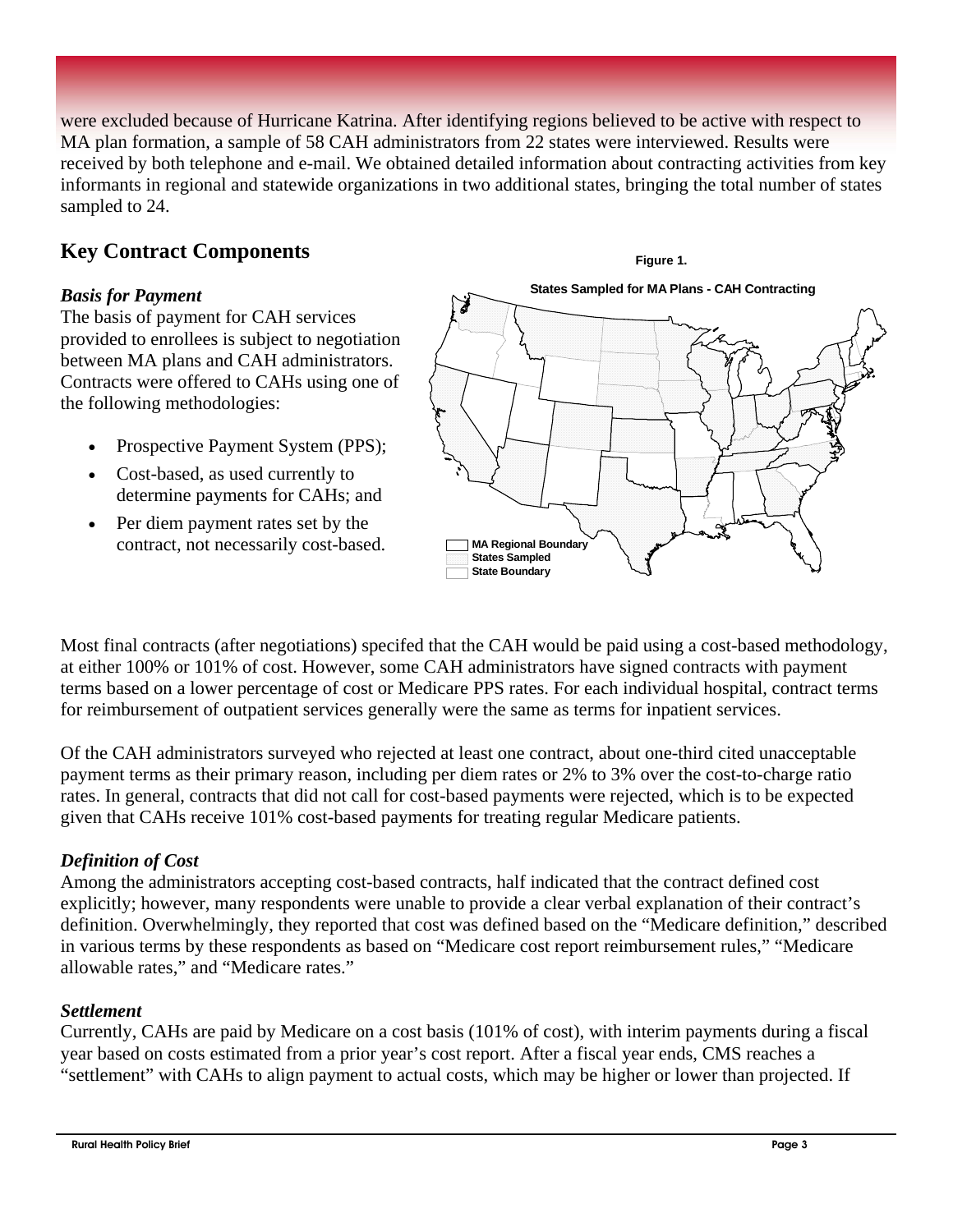were excluded because of Hurricane Katrina. After identifying regions believed to be active with respect to MA plan formation, a sample of 58 CAH administrators from 22 states were interviewed. Results were received by both telephone and e-mail. We obtained detailed information about contracting activities from key informants in regional and statewide organizations in two additional states, bringing the total number of states sampled to 24.

## Key Contract Components

### *Basis for Payment*

The basis of payment for CAH services provided to enrollees is subject to negotiation between MA plans and CAH administrators. Contracts were offered to CAHs using one of the following methodologies:

- Prospective Payment System (PPS);
- Cost-based, as used currently to determine payments for CAHs; and
- Per diem payment rates set by the contract, not necessarily cost-based.

**Figure 1.**

**States Sampled for MA Plans - CAH Contracting**

MA Regional Boundary
States Sampled
State Boundary

Most final contracts (after negotiations) specifed that the CAH would be paid using a cost-based methodology, at either 100% or 101% of cost. However, some CAH administrators have signed contracts with payment terms based on a lower percentage of cost or Medicare PPS rates. For each individual hospital, contract terms for reimbursement of outpatient services generally were the same as terms for inpatient services.

Of the CAH administrators surveyed who rejected at least one contract, about one-third cited unacceptable payment terms as their primary reason, including per diem rates or 2% to 3% over the cost-to-charge ratio rates. In general, contracts that did not call for cost-based payments were rejected, which is to be expected given that CAHs receive 101% cost-based payments for treating regular Medicare patients.

### *Definition of Cost*

Among the administrators accepting cost-based contracts, half indicated that the contract defined cost explicitly; however, many respondents were unable to provide a clear verbal explanation of their contract's definition. Overwhelmingly, they reported that cost was defined based on the "Medicare definition," described in various terms by these respondents as based on "Medicare cost report reimbursement rules," "Medicare allowable rates," and "Medicare rates."

### *Settlement*

Currently, CAHs are paid by Medicare on a cost basis (101% of cost), with interim payments during a fiscal year based on costs estimated from a prior year's cost report. After a fiscal year ends, CMS reaches a "settlement" with CAHs to align payment to actual costs, which may be higher or lower than projected. If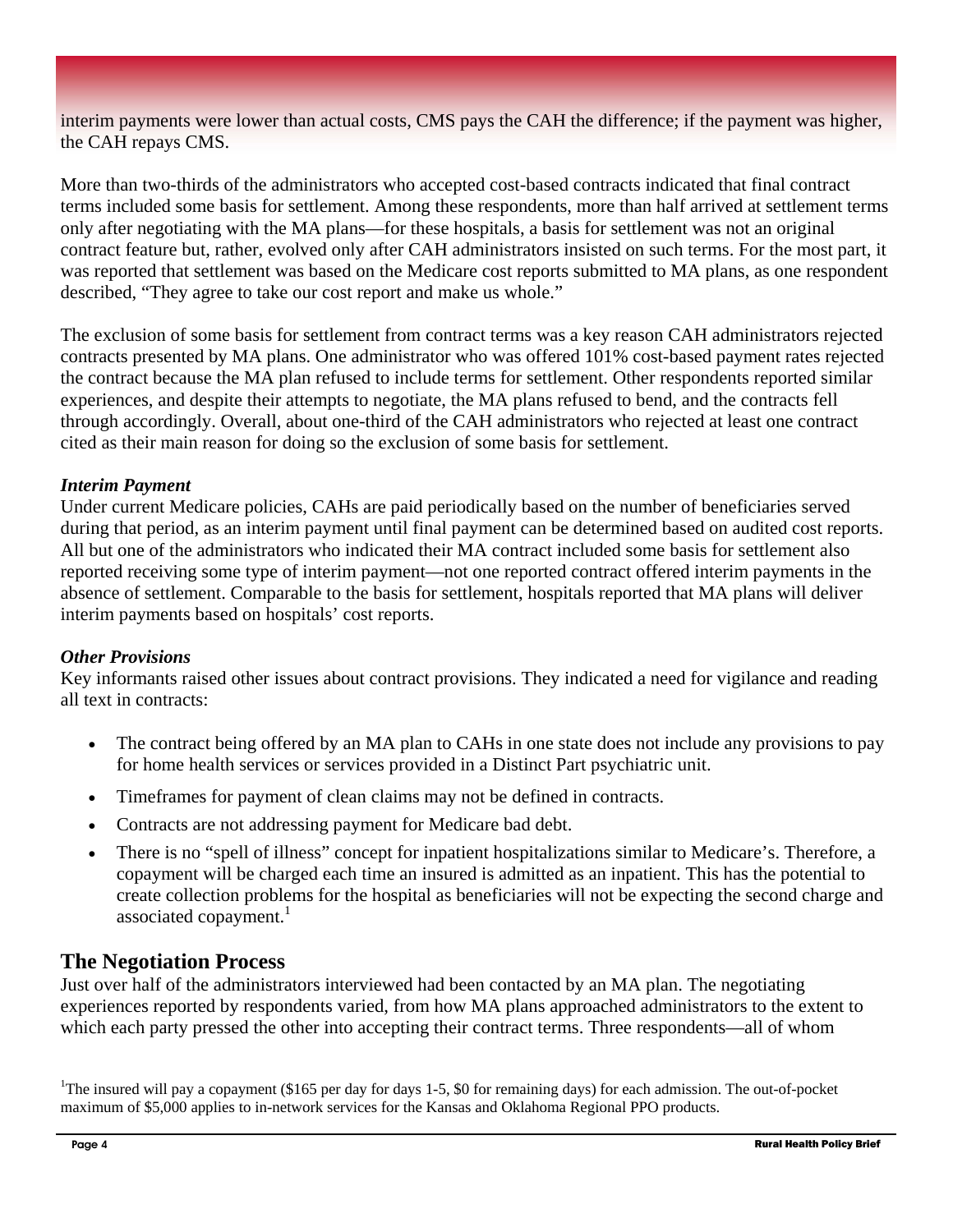interim payments were lower than actual costs, CMS pays the CAH the difference; if the payment was higher, the CAH repays CMS.

More than two-thirds of the administrators who accepted cost-based contracts indicated that final contract terms included some basis for settlement. Among these respondents, more than half arrived at settlement terms only after negotiating with the MA plans—for these hospitals, a basis for settlement was not an original contract feature but, rather, evolved only after CAH administrators insisted on such terms. For the most part, it was reported that settlement was based on the Medicare cost reports submitted to MA plans, as one respondent described, "They agree to take our cost report and make us whole."

The exclusion of some basis for settlement from contract terms was a key reason CAH administrators rejected contracts presented by MA plans. One administrator who was offered 101% cost-based payment rates rejected the contract because the MA plan refused to include terms for settlement. Other respondents reported similar experiences, and despite their attempts to negotiate, the MA plans refused to bend, and the contracts fell through accordingly. Overall, about one-third of the CAH administrators who rejected at least one contract cited as their main reason for doing so the exclusion of some basis for settlement.

### *Interim Payment*

Under current Medicare policies, CAHs are paid periodically based on the number of beneficiaries served during that period, as an interim payment until final payment can be determined based on audited cost reports. All but one of the administrators who indicated their MA contract included some basis for settlement also reported receiving some type of interim payment—not one reported contract offered interim payments in the absence of settlement. Comparable to the basis for settlement, hospitals reported that MA plans will deliver interim payments based on hospitals' cost reports.

### *Other Provisions*

Key informants raised other issues about contract provisions. They indicated a need for vigilance and reading all text in contracts:

- The contract being offered by an MA plan to CAHs in one state does not include any provisions to pay for home health services or services provided in a Distinct Part psychiatric unit.
- Timeframes for payment of clean claims may not be defined in contracts.
- Contracts are not addressing payment for Medicare bad debt.
- There is no "spell of illness" concept for inpatient hospitalizations similar to Medicare's. Therefore, a copayment will be charged each time an insured is admitted as an inpatient. This has the potential to create collection problems for the hospital as beneficiaries will not be expecting the second charge and associated copayment.[1]

## The Negotiation Process

Just over half of the administrators interviewed had been contacted by an MA plan. The negotiating experiences reported by respondents varied, from how MA plans approached administrators to the extent to which each party pressed the other into accepting their contract terms. Three respondents—all of whom

[1]The insured will pay a copayment ($165 per day for days 1-5, $0 for remaining days) for each admission. The out-of-pocket maximum of $5,000 applies to in-network services for the Kansas and Oklahoma Regional PPO products.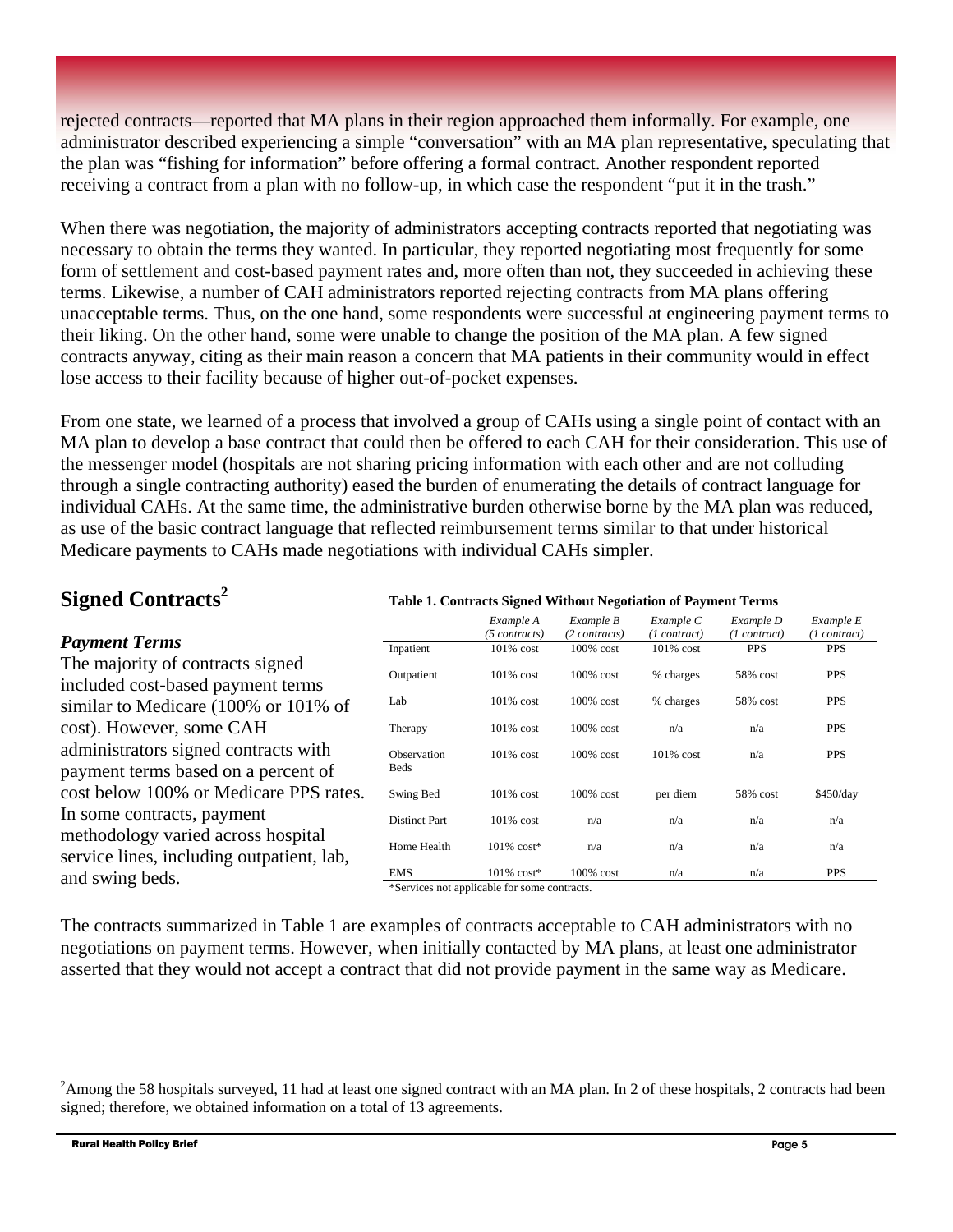rejected contracts—reported that MA plans in their region approached them informally. For example, one administrator described experiencing a simple "conversation" with an MA plan representative, speculating that the plan was "fishing for information" before offering a formal contract. Another respondent reported receiving a contract from a plan with no follow-up, in which case the respondent "put it in the trash."

When there was negotiation, the majority of administrators accepting contracts reported that negotiating was necessary to obtain the terms they wanted. In particular, they reported negotiating most frequently for some form of settlement and cost-based payment rates and, more often than not, they succeeded in achieving these terms. Likewise, a number of CAH administrators reported rejecting contracts from MA plans offering unacceptable terms. Thus, on the one hand, some respondents were successful at engineering payment terms to their liking. On the other hand, some were unable to change the position of the MA plan. A few signed contracts anyway, citing as their main reason a concern that MA patients in their community would in effect lose access to their facility because of higher out-of-pocket expenses.

From one state, we learned of a process that involved a group of CAHs using a single point of contact with an MA plan to develop a base contract that could then be offered to each CAH for their consideration. This use of the messenger model (hospitals are not sharing pricing information with each other and are not colluding through a single contracting authority) eased the burden of enumerating the details of contract language for individual CAHs. At the same time, the administrative burden otherwise borne by the MA plan was reduced, as use of the basic contract language that reflected reimbursement terms similar to that under historical Medicare payments to CAHs made negotiations with individual CAHs simpler.

## Signed Contracts[2]

### *Payment Terms*

The majority of contracts signed included cost-based payment terms similar to Medicare (100% or 101% of cost). However, some CAH administrators signed contracts with payment terms based on a percent of cost below 100% or Medicare PPS rates. In some contracts, payment methodology varied across hospital service lines, including outpatient, lab, and swing beds.

**Table 1. Contracts Signed Without Negotiation of Payment Terms**

| | *Example A (5 contracts)* | *Example B (2 contracts)* | *Example C (1 contract)* | *Example D (1 contract)* | *Example E (1 contract)* |
|---|---|---|---|---|---|
| Inpatient | 101% cost | 100% cost | 101% cost | PPS | PPS |
| Outpatient | 101% cost | 100% cost | % charges | 58% cost | PPS |
| Lab | 101% cost | 100% cost | % charges | 58% cost | PPS |
| Therapy | 101% cost | 100% cost | n/a | n/a | PPS |
| Observation Beds | 101% cost | 100% cost | 101% cost | n/a | PPS |
| Swing Bed | 101% cost | 100% cost | per diem | 58% cost | $450/day |
| Distinct Part | 101% cost | n/a | n/a | n/a | n/a |
| Home Health | 101% cost* | n/a | n/a | n/a | n/a |
| EMS | 101% cost* | 100% cost | n/a | n/a | PPS |

*Services not applicable for some contracts.

The contracts summarized in Table 1 are examples of contracts acceptable to CAH administrators with no negotiations on payment terms. However, when initially contacted by MA plans, at least one administrator asserted that they would not accept a contract that did not provide payment in the same way as Medicare.

[2]Among the 58 hospitals surveyed, 11 had at least one signed contract with an MA plan. In 2 of these hospitals, 2 contracts had been signed; therefore, we obtained information on a total of 13 agreements.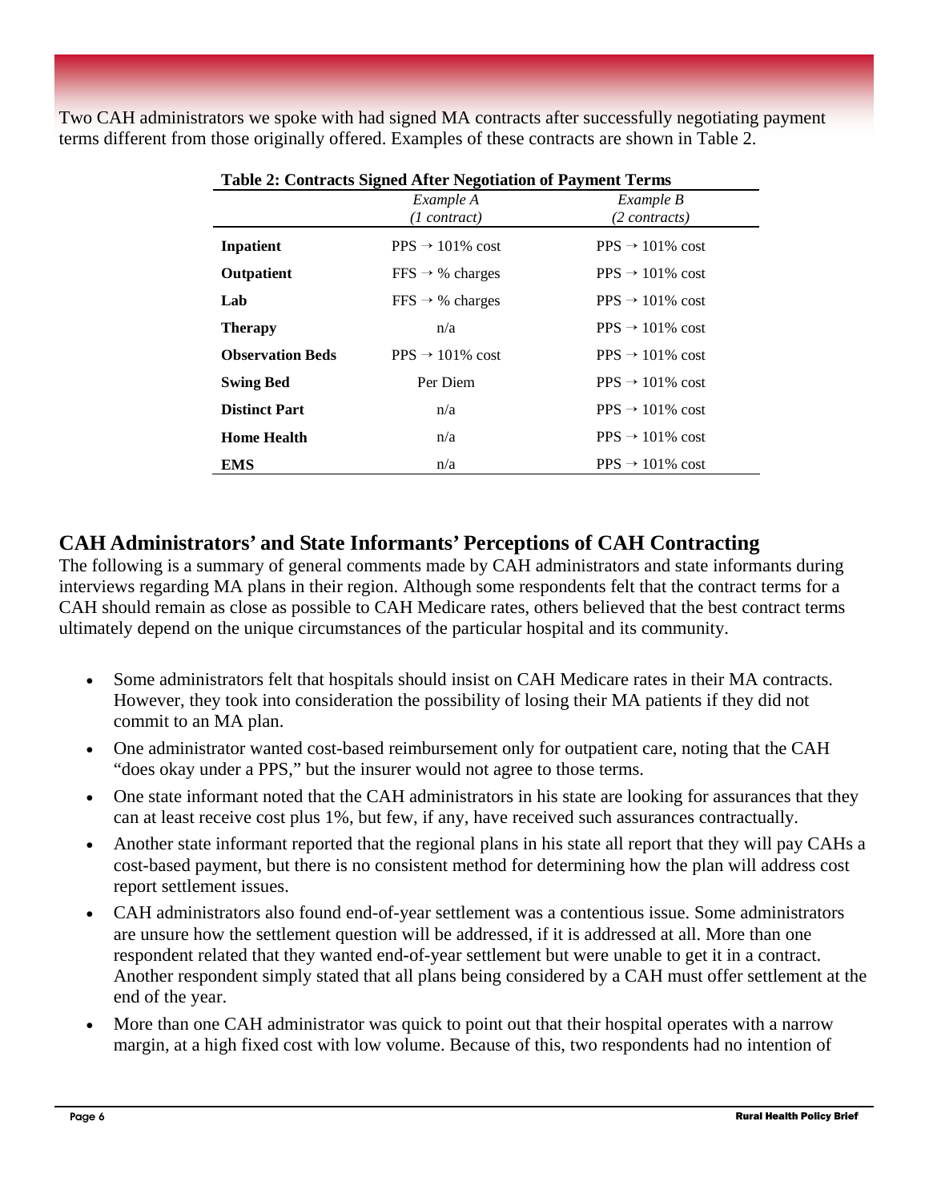Two CAH administrators we spoke with had signed MA contracts after successfully negotiating payment terms different from those originally offered. Examples of these contracts are shown in Table 2.

**Table 2: Contracts Signed After Negotiation of Payment Terms**

| | *Example A* *(1 contract)* | *Example B* *(2 contracts)* |
|---|---|---|
| **Inpatient** | PPS → 101% cost | PPS → 101% cost |
| **Outpatient** | FFS → % charges | PPS → 101% cost |
| **Lab** | FFS → % charges | PPS → 101% cost |
| **Therapy** | n/a | PPS → 101% cost |
| **Observation Beds** | PPS → 101% cost | PPS → 101% cost |
| **Swing Bed** | Per Diem | PPS → 101% cost |
| **Distinct Part** | n/a | PPS → 101% cost |
| **Home Health** | n/a | PPS → 101% cost |
| **EMS** | n/a | PPS → 101% cost |

## CAH Administrators' and State Informants' Perceptions of CAH Contracting

The following is a summary of general comments made by CAH administrators and state informants during interviews regarding MA plans in their region. Although some respondents felt that the contract terms for a CAH should remain as close as possible to CAH Medicare rates, others believed that the best contract terms ultimately depend on the unique circumstances of the particular hospital and its community.

- Some administrators felt that hospitals should insist on CAH Medicare rates in their MA contracts. However, they took into consideration the possibility of losing their MA patients if they did not commit to an MA plan.
- One administrator wanted cost-based reimbursement only for outpatient care, noting that the CAH "does okay under a PPS," but the insurer would not agree to those terms.
- One state informant noted that the CAH administrators in his state are looking for assurances that they can at least receive cost plus 1%, but few, if any, have received such assurances contractually.
- Another state informant reported that the regional plans in his state all report that they will pay CAHs a cost-based payment, but there is no consistent method for determining how the plan will address cost report settlement issues.
- CAH administrators also found end-of-year settlement was a contentious issue. Some administrators are unsure how the settlement question will be addressed, if it is addressed at all. More than one respondent related that they wanted end-of-year settlement but were unable to get it in a contract. Another respondent simply stated that all plans being considered by a CAH must offer settlement at the end of the year.
- More than one CAH administrator was quick to point out that their hospital operates with a narrow margin, at a high fixed cost with low volume. Because of this, two respondents had no intention of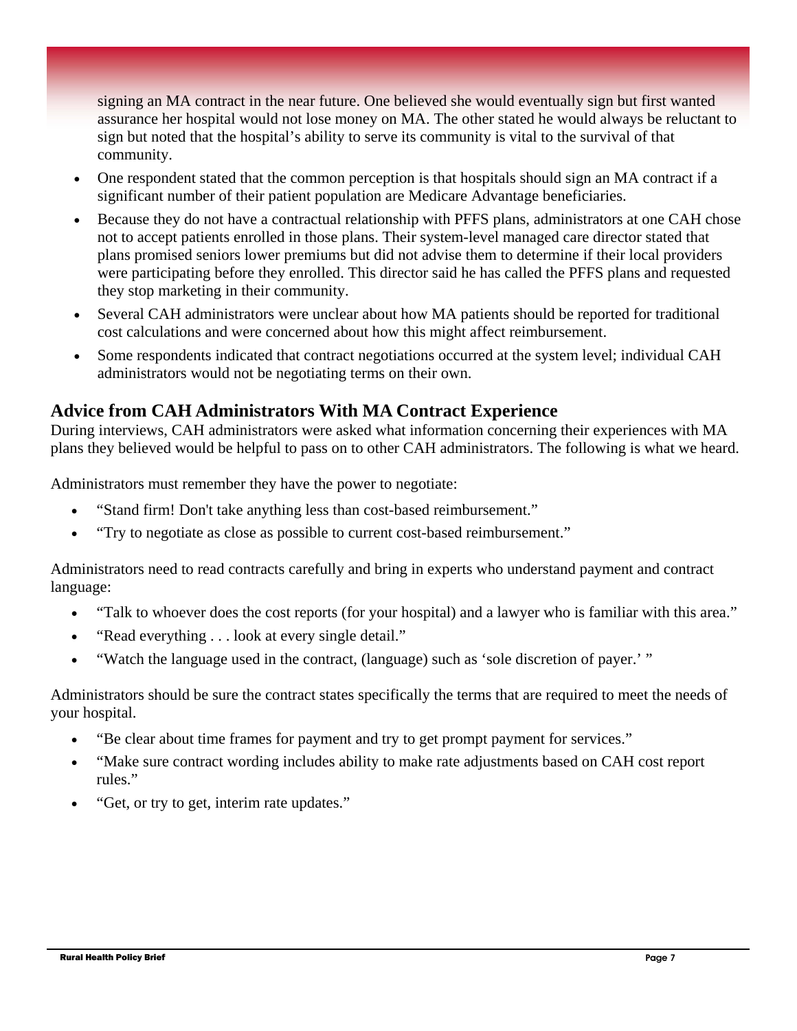signing an MA contract in the near future. One believed she would eventually sign but first wanted assurance her hospital would not lose money on MA. The other stated he would always be reluctant to sign but noted that the hospital's ability to serve its community is vital to the survival of that community.

- One respondent stated that the common perception is that hospitals should sign an MA contract if a significant number of their patient population are Medicare Advantage beneficiaries.
- Because they do not have a contractual relationship with PFFS plans, administrators at one CAH chose not to accept patients enrolled in those plans. Their system-level managed care director stated that plans promised seniors lower premiums but did not advise them to determine if their local providers were participating before they enrolled. This director said he has called the PFFS plans and requested they stop marketing in their community.
- Several CAH administrators were unclear about how MA patients should be reported for traditional cost calculations and were concerned about how this might affect reimbursement.
- Some respondents indicated that contract negotiations occurred at the system level; individual CAH administrators would not be negotiating terms on their own.

## Advice from CAH Administrators With MA Contract Experience

During interviews, CAH administrators were asked what information concerning their experiences with MA plans they believed would be helpful to pass on to other CAH administrators. The following is what we heard.

Administrators must remember they have the power to negotiate:

- "Stand firm! Don't take anything less than cost-based reimbursement."
- "Try to negotiate as close as possible to current cost-based reimbursement."

Administrators need to read contracts carefully and bring in experts who understand payment and contract language:

- "Talk to whoever does the cost reports (for your hospital) and a lawyer who is familiar with this area."
- "Read everything . . . look at every single detail."
- "Watch the language used in the contract, (language) such as 'sole discretion of payer.' "

Administrators should be sure the contract states specifically the terms that are required to meet the needs of your hospital.

- "Be clear about time frames for payment and try to get prompt payment for services."
- "Make sure contract wording includes ability to make rate adjustments based on CAH cost report rules."
- "Get, or try to get, interim rate updates."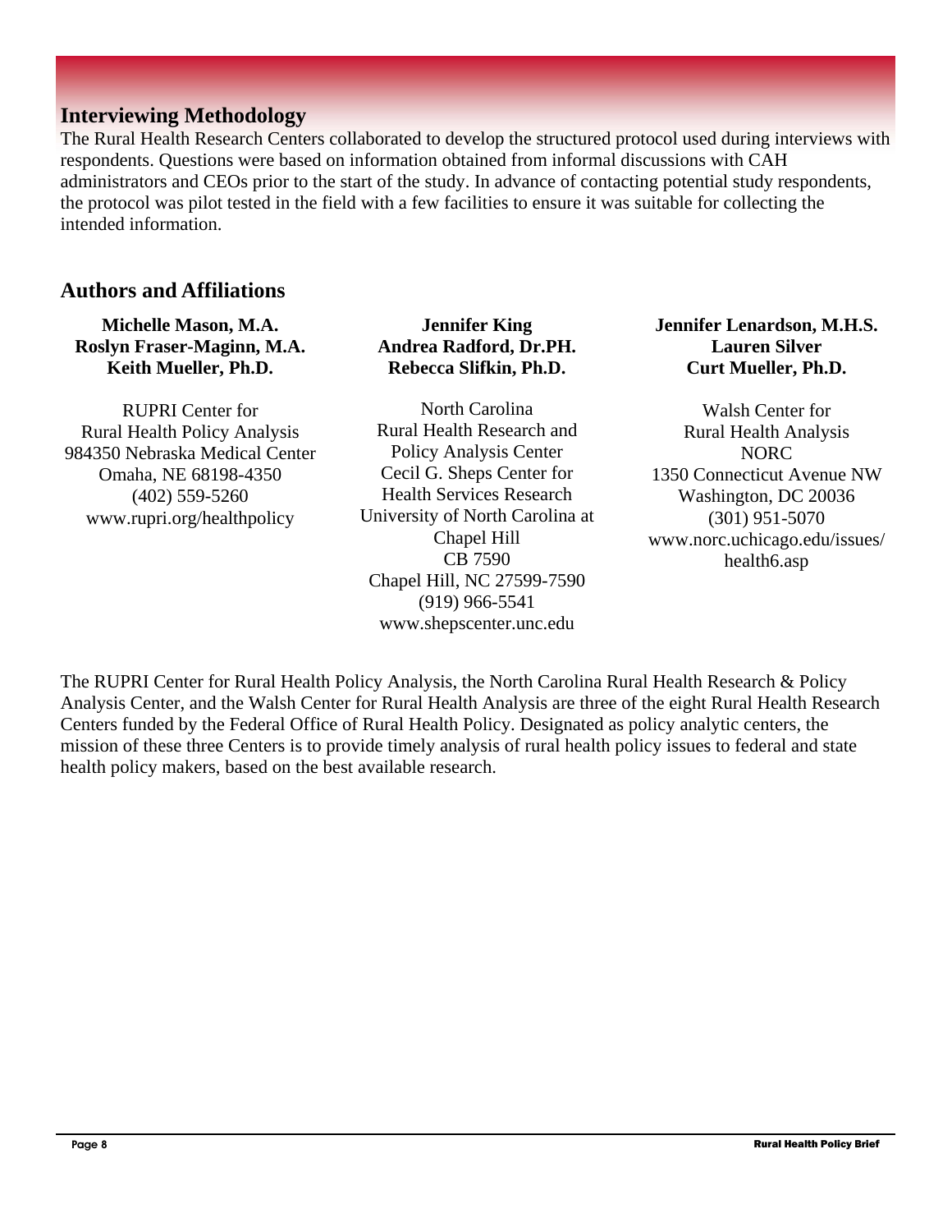## Interviewing Methodology

The Rural Health Research Centers collaborated to develop the structured protocol used during interviews with respondents. Questions were based on information obtained from informal discussions with CAH administrators and CEOs prior to the start of the study. In advance of contacting potential study respondents, the protocol was pilot tested in the field with a few facilities to ensure it was suitable for collecting the intended information.

## Authors and Affiliations

**Michelle Mason, M.A.**
**Roslyn Fraser-Maginn, M.A.**
**Keith Mueller, Ph.D.**

RUPRI Center for
Rural Health Policy Analysis
984350 Nebraska Medical Center
Omaha, NE 68198-4350
(402) 559-5260
www.rupri.org/healthpolicy

**Jennifer King**
**Andrea Radford, Dr.PH.**
**Rebecca Slifkin, Ph.D.**

North Carolina
Rural Health Research and
Policy Analysis Center
Cecil G. Sheps Center for
Health Services Research
University of North Carolina at
Chapel Hill
CB 7590
Chapel Hill, NC 27599-7590
(919) 966-5541
www.shepscenter.unc.edu

**Jennifer Lenardson, M.H.S.**
**Lauren Silver**
**Curt Mueller, Ph.D.**

Walsh Center for
Rural Health Analysis
NORC
1350 Connecticut Avenue NW
Washington, DC 20036
(301) 951-5070
www.norc.uchicago.edu/issues/health6.asp

The RUPRI Center for Rural Health Policy Analysis, the North Carolina Rural Health Research & Policy Analysis Center, and the Walsh Center for Rural Health Analysis are three of the eight Rural Health Research Centers funded by the Federal Office of Rural Health Policy. Designated as policy analytic centers, the mission of these three Centers is to provide timely analysis of rural health policy issues to federal and state health policy makers, based on the best available research.